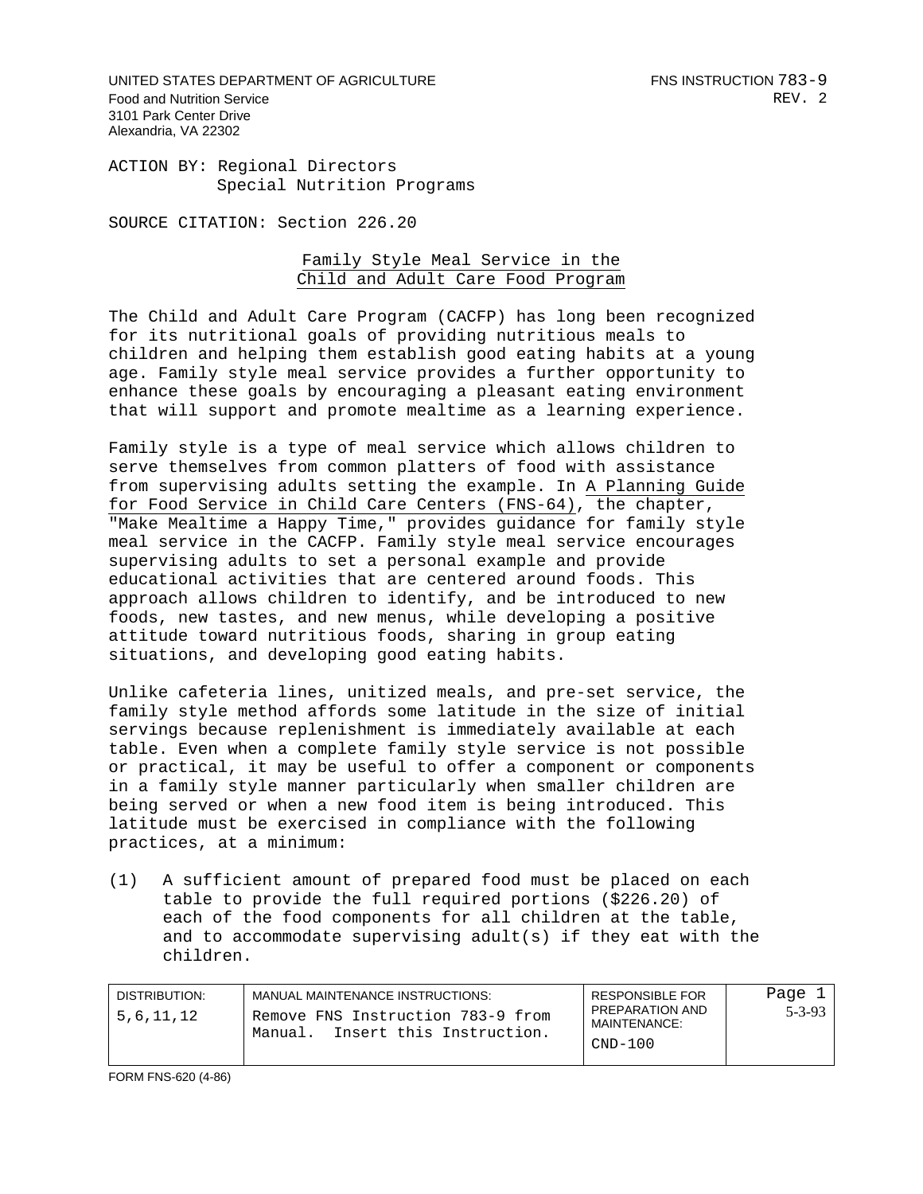UNITED STATES DEPARTMENT OF AGRICULTURE
Food and Nutrition Service
3101 Park Center Drive
Alexandria, VA 22302

FNS INSTRUCTION 783-9
REV. 2

ACTION BY: Regional Directors
Special Nutrition Programs

SOURCE CITATION: Section 226.20

## Family Style Meal Service in the Child and Adult Care Food Program

The Child and Adult Care Program (CACFP) has long been recognized for its nutritional goals of providing nutritious meals to children and helping them establish good eating habits at a young age. Family style meal service provides a further opportunity to enhance these goals by encouraging a pleasant eating environment that will support and promote mealtime as a learning experience.

Family style is a type of meal service which allows children to serve themselves from common platters of food with assistance from supervising adults setting the example. In A Planning Guide for Food Service in Child Care Centers (FNS-64), the chapter, "Make Mealtime a Happy Time," provides guidance for family style meal service in the CACFP. Family style meal service encourages supervising adults to set a personal example and provide educational activities that are centered around foods. This approach allows children to identify, and be introduced to new foods, new tastes, and new menus, while developing a positive attitude toward nutritious foods, sharing in group eating situations, and developing good eating habits.

Unlike cafeteria lines, unitized meals, and pre-set service, the family style method affords some latitude in the size of initial servings because replenishment is immediately available at each table. Even when a complete family style service is not possible or practical, it may be useful to offer a component or components in a family style manner particularly when smaller children are being served or when a new food item is being introduced. This latitude must be exercised in compliance with the following practices, at a minimum:

(1) A sufficient amount of prepared food must be placed on each table to provide the full required portions ($226.20) of each of the food components for all children at the table, and to accommodate supervising adult(s) if they eat with the children.

| DISTRIBUTION: | MANUAL MAINTENANCE INSTRUCTIONS: | RESPONSIBLE FOR PREPARATION AND MAINTENANCE: | Page 1 |
|---|---|---|---|
| 5,6,11,12 | Remove FNS Instruction 783-9 from Manual. Insert this Instruction. | CND-100 | 5-3-93 |

FORM FNS-620 (4-86)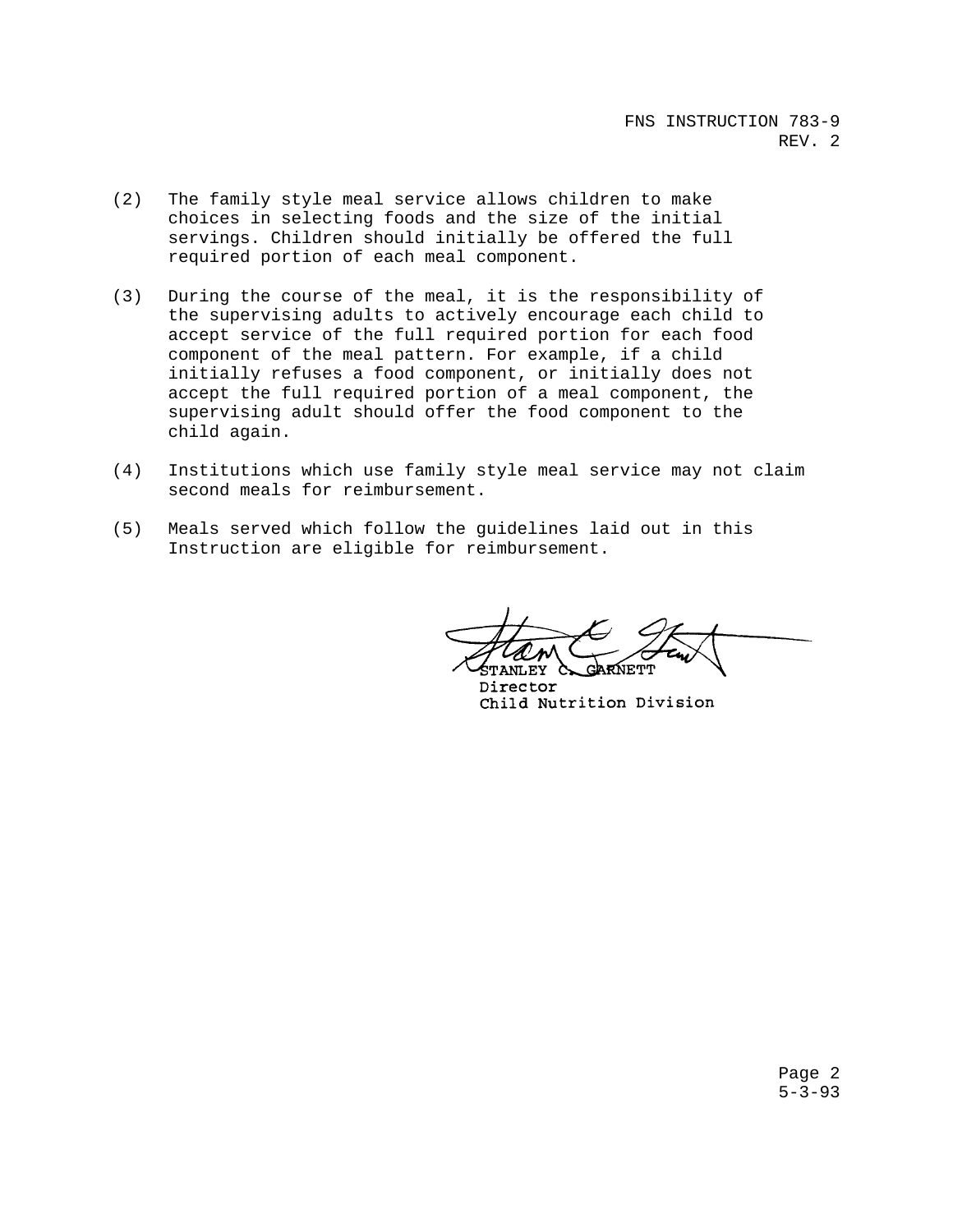(2) The family style meal service allows children to make choices in selecting foods and the size of the initial servings. Children should initially be offered the full required portion of each meal component.

(3) During the course of the meal, it is the responsibility of the supervising adults to actively encourage each child to accept service of the full required portion for each food component of the meal pattern. For example, if a child initially refuses a food component, or initially does not accept the full required portion of a meal component, the supervising adult should offer the food component to the child again.

(4) Institutions which use family style meal service may not claim second meals for reimbursement.

(5) Meals served which follow the guidelines laid out in this Instruction are eligible for reimbursement.

STANLEY C. GARNETT
Director
Child Nutrition Division

5-3-93